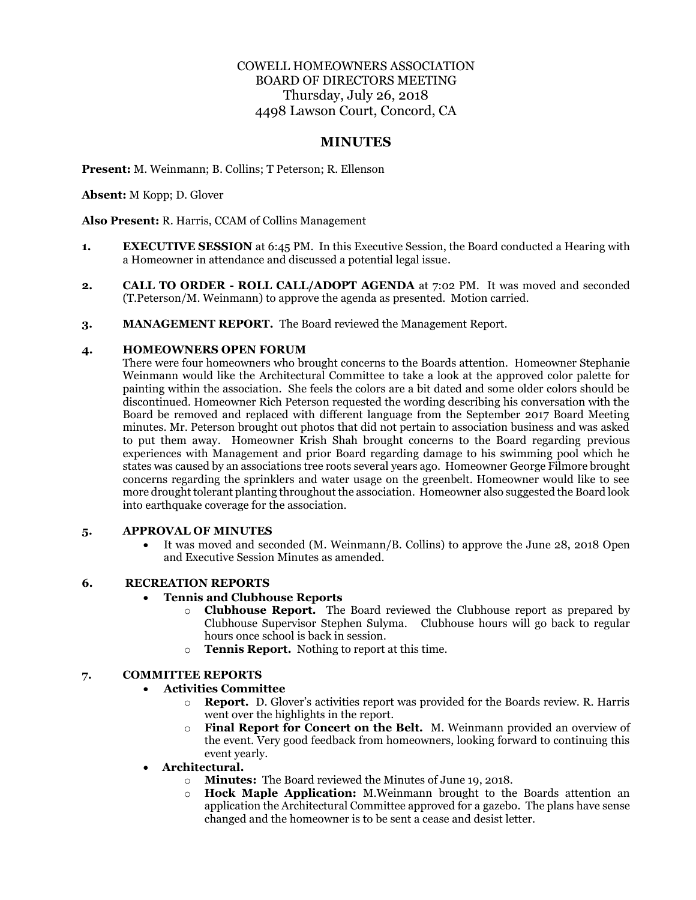COWELL HOMEOWNERS ASSOCIATION
BOARD OF DIRECTORS MEETING
Thursday, July 26, 2018
4498 Lawson Court, Concord, CA

# MINUTES

**Present:** M. Weinmann; B. Collins; T Peterson; R. Ellenson

**Absent:** M Kopp; D. Glover

**Also Present:** R. Harris, CCAM of Collins Management

**1. EXECUTIVE SESSION** at 6:45 PM. In this Executive Session, the Board conducted a Hearing with a Homeowner in attendance and discussed a potential legal issue.

**2. CALL TO ORDER - ROLL CALL/ADOPT AGENDA** at 7:02 PM. It was moved and seconded (T.Peterson/M. Weinmann) to approve the agenda as presented. Motion carried.

**3. MANAGEMENT REPORT.** The Board reviewed the Management Report.

**4. HOMEOWNERS OPEN FORUM**

There were four homeowners who brought concerns to the Boards attention. Homeowner Stephanie Weinmann would like the Architectural Committee to take a look at the approved color palette for painting within the association. She feels the colors are a bit dated and some older colors should be discontinued. Homeowner Rich Peterson requested the wording describing his conversation with the Board be removed and replaced with different language from the September 2017 Board Meeting minutes. Mr. Peterson brought out photos that did not pertain to association business and was asked to put them away. Homeowner Krish Shah brought concerns to the Board regarding previous experiences with Management and prior Board regarding damage to his swimming pool which he states was caused by an associations tree roots several years ago. Homeowner George Filmore brought concerns regarding the sprinklers and water usage on the greenbelt. Homeowner would like to see more drought tolerant planting throughout the association. Homeowner also suggested the Board look into earthquake coverage for the association.

**5. APPROVAL OF MINUTES**

- It was moved and seconded (M. Weinmann/B. Collins) to approve the June 28, 2018 Open and Executive Session Minutes as amended.

**6. RECREATION REPORTS**

- **Tennis and Clubhouse Reports**
  - **Clubhouse Report.** The Board reviewed the Clubhouse report as prepared by Clubhouse Supervisor Stephen Sulyma. Clubhouse hours will go back to regular hours once school is back in session.
  - **Tennis Report.** Nothing to report at this time.

**7. COMMITTEE REPORTS**

- **Activities Committee**
  - **Report.** D. Glover's activities report was provided for the Boards review. R. Harris went over the highlights in the report.
  - **Final Report for Concert on the Belt.** M. Weinmann provided an overview of the event. Very good feedback from homeowners, looking forward to continuing this event yearly.
- **Architectural.**
  - **Minutes:** The Board reviewed the Minutes of June 19, 2018.
  - **Hock Maple Application:** M.Weinmann brought to the Boards attention an application the Architectural Committee approved for a gazebo. The plans have sense changed and the homeowner is to be sent a cease and desist letter.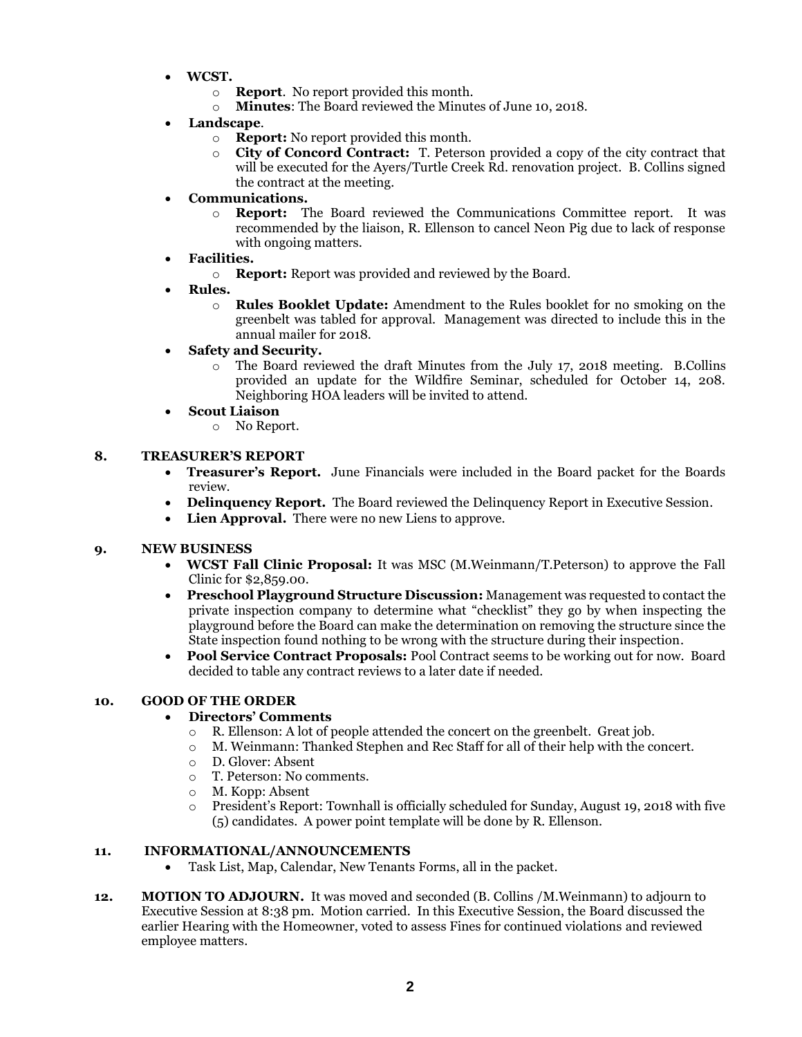- **WCST.**
  - **Report**. No report provided this month.
  - **Minutes**: The Board reviewed the Minutes of June 10, 2018.
- **Landscape**.
  - **Report:** No report provided this month.
  - **City of Concord Contract:** T. Peterson provided a copy of the city contract that will be executed for the Ayers/Turtle Creek Rd. renovation project. B. Collins signed the contract at the meeting.
- **Communications.**
  - **Report:** The Board reviewed the Communications Committee report. It was recommended by the liaison, R. Ellenson to cancel Neon Pig due to lack of response with ongoing matters.
- **Facilities.**
  - **Report:** Report was provided and reviewed by the Board.
- **Rules.**
  - **Rules Booklet Update:** Amendment to the Rules booklet for no smoking on the greenbelt was tabled for approval. Management was directed to include this in the annual mailer for 2018.
- **Safety and Security.**
  - The Board reviewed the draft Minutes from the July 17, 2018 meeting. B.Collins provided an update for the Wildfire Seminar, scheduled for October 14, 208. Neighboring HOA leaders will be invited to attend.
- **Scout Liaison**
  - No Report.

**8. TREASURER'S REPORT**

- **Treasurer's Report.** June Financials were included in the Board packet for the Boards review.
- **Delinquency Report.** The Board reviewed the Delinquency Report in Executive Session.
- **Lien Approval.** There were no new Liens to approve.

**9. NEW BUSINESS**

- **WCST Fall Clinic Proposal:** It was MSC (M.Weinmann/T.Peterson) to approve the Fall Clinic for $2,859.00.
- **Preschool Playground Structure Discussion:** Management was requested to contact the private inspection company to determine what "checklist" they go by when inspecting the playground before the Board can make the determination on removing the structure since the State inspection found nothing to be wrong with the structure during their inspection.
- **Pool Service Contract Proposals:** Pool Contract seems to be working out for now. Board decided to table any contract reviews to a later date if needed.

**10. GOOD OF THE ORDER**

- **Directors' Comments**
  - R. Ellenson: A lot of people attended the concert on the greenbelt. Great job.
  - M. Weinmann: Thanked Stephen and Rec Staff for all of their help with the concert.
  - D. Glover: Absent
  - T. Peterson: No comments.
  - M. Kopp: Absent
  - President's Report: Townhall is officially scheduled for Sunday, August 19, 2018 with five (5) candidates. A power point template will be done by R. Ellenson.

**11. INFORMATIONAL/ANNOUNCEMENTS**

- Task List, Map, Calendar, New Tenants Forms, all in the packet.

**12. MOTION TO ADJOURN.** It was moved and seconded (B. Collins /M.Weinmann) to adjourn to Executive Session at 8:38 pm. Motion carried. In this Executive Session, the Board discussed the earlier Hearing with the Homeowner, voted to assess Fines for continued violations and reviewed employee matters.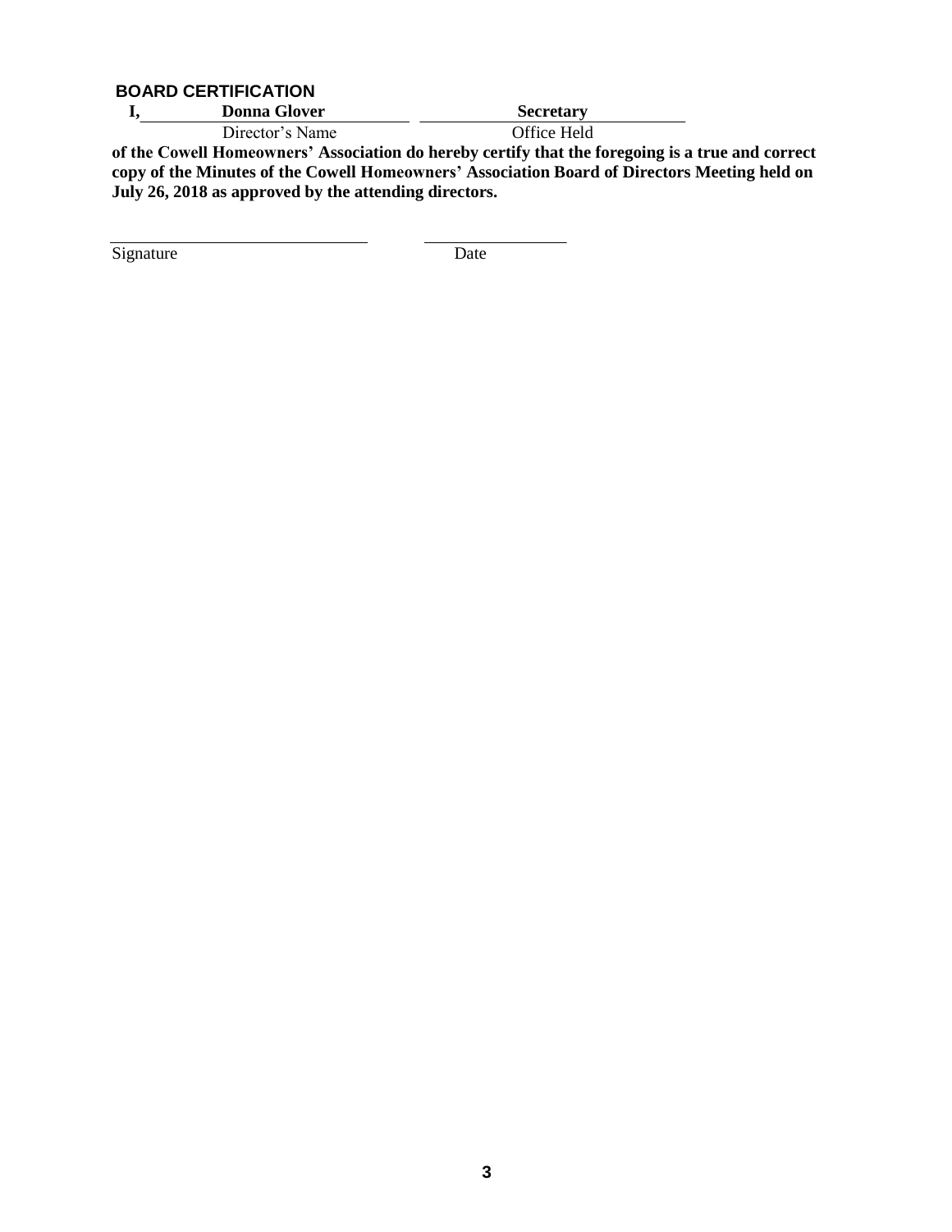## BOARD CERTIFICATION

**I, Donna Glover** **Secretary**

Director's Name Office Held

**of the Cowell Homeowners' Association do hereby certify that the foregoing is a true and correct copy of the Minutes of the Cowell Homeowners' Association Board of Directors Meeting held on July 26, 2018 as approved by the attending directors.**

\_\_\_\_\_\_\_\_\_\_\_\_\_\_\_\_\_\_\_\_\_\_\_\_\_\_\_\_\_\_ \_\_\_\_\_\_\_\_\_\_\_\_\_\_\_\_

Signature Date